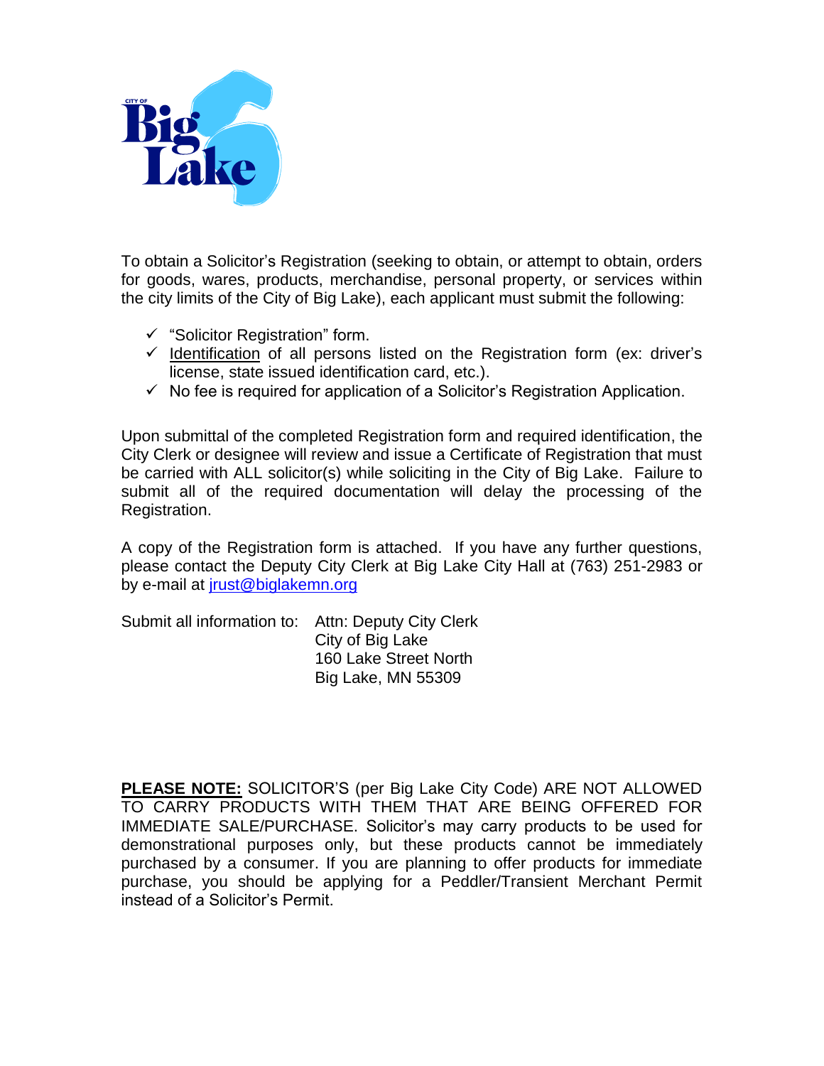CITY OF Big Lake

To obtain a Solicitor's Registration (seeking to obtain, or attempt to obtain, orders for goods, wares, products, merchandise, personal property, or services within the city limits of the City of Big Lake), each applicant must submit the following:

- ✓ "Solicitor Registration" form.
- ✓ Identification of all persons listed on the Registration form (ex: driver's license, state issued identification card, etc.).
- ✓ No fee is required for application of a Solicitor's Registration Application.

Upon submittal of the completed Registration form and required identification, the City Clerk or designee will review and issue a Certificate of Registration that must be carried with ALL solicitor(s) while soliciting in the City of Big Lake. Failure to submit all of the required documentation will delay the processing of the Registration.

A copy of the Registration form is attached. If you have any further questions, please contact the Deputy City Clerk at Big Lake City Hall at (763) 251-2983 or by e-mail at jrust@biglakemn.org

Submit all information to: Attn: Deputy City Clerk
City of Big Lake
160 Lake Street North
Big Lake, MN 55309

**PLEASE NOTE:** SOLICITOR'S (per Big Lake City Code) ARE NOT ALLOWED TO CARRY PRODUCTS WITH THEM THAT ARE BEING OFFERED FOR IMMEDIATE SALE/PURCHASE. Solicitor's may carry products to be used for demonstrational purposes only, but these products cannot be immediately purchased by a consumer. If you are planning to offer products for immediate purchase, you should be applying for a Peddler/Transient Merchant Permit instead of a Solicitor's Permit.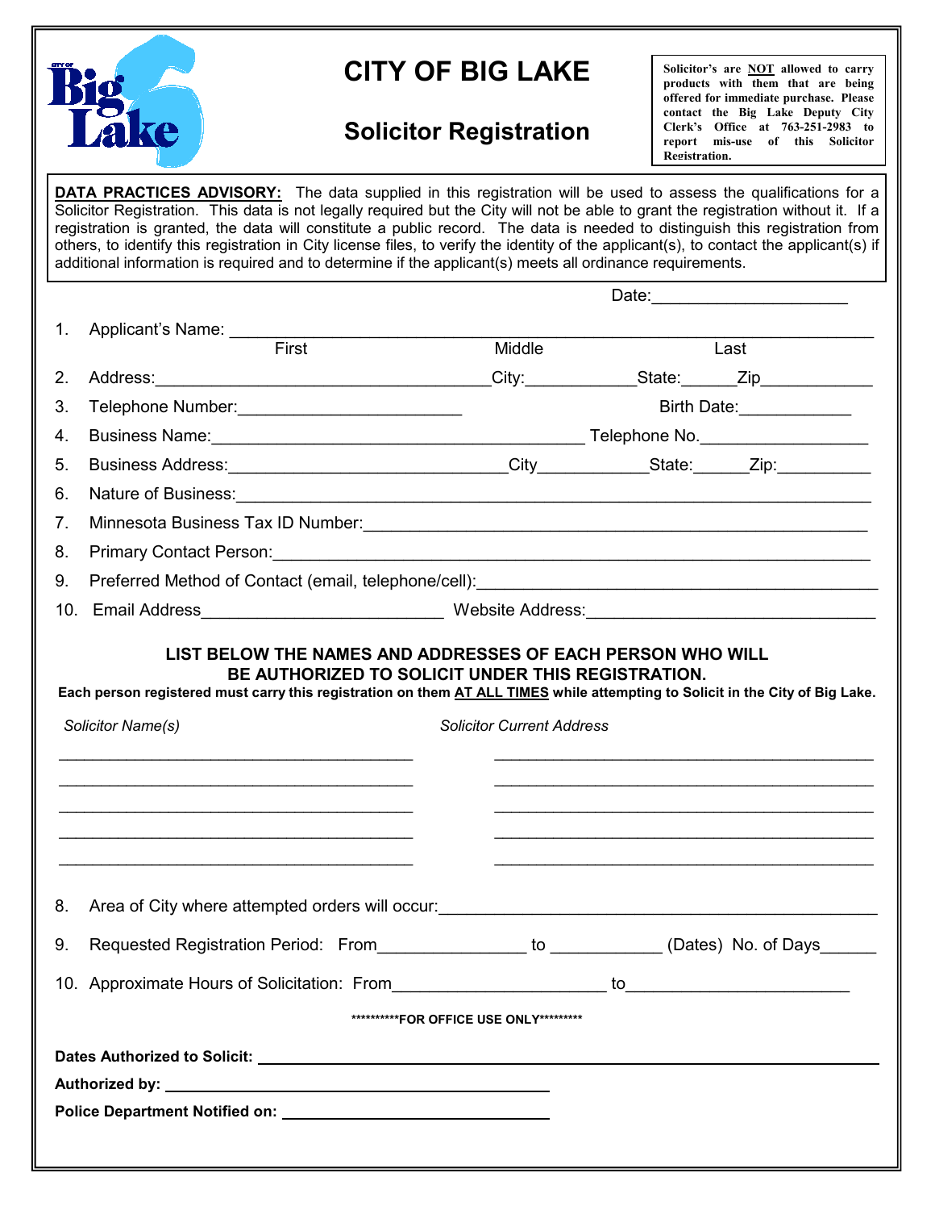# CITY OF BIG LAKE

## Solicitor Registration

**Solicitor's are NOT allowed to carry products with them that are being offered for immediate purchase. Please contact the Big Lake Deputy City Clerk's Office at 763-251-2983 to report mis-use of this Solicitor Registration.**

**DATA PRACTICES ADVISORY:** The data supplied in this registration will be used to assess the qualifications for a Solicitor Registration. This data is not legally required but the City will not be able to grant the registration without it. If a registration is granted, the data will constitute a public record. The data is needed to distinguish this registration from others, to identify this registration in City license files, to verify the identity of the applicant(s), to contact the applicant(s) if additional information is required and to determine if the applicant(s) meets all ordinance requirements.

Date:____________________

1. Applicant's Name: ______________________________________________________________
   First                    Middle                    Last
2. Address:_________________________________City:___________State:______Zip____________
3. Telephone Number:________________________ Birth Date:____________
4. Business Name:_________________________________________ Telephone No.__________________
5. Business Address:______________________________City___________State:______Zip:__________
6. Nature of Business:_______________________________________________________________
7. Minnesota Business Tax ID Number:_______________________________________________
8. Primary Contact Person:____________________________________________________________
9. Preferred Method of Contact (email, telephone/cell):____________________________________
10. Email Address_________________________ Website Address:______________________________

### LIST BELOW THE NAMES AND ADDRESSES OF EACH PERSON WHO WILL BE AUTHORIZED TO SOLICIT UNDER THIS REGISTRATION.

**Each person registered must carry this registration on them AT ALL TIMES while attempting to Solicit in the City of Big Lake.**

| *Solicitor Name(s)* | *Solicitor Current Address* |
| --- | --- |
| | |
| | |
| | |
| | |
| | |

8. Area of City where attempted orders will occur:_____________________________________________
9. Requested Registration Period: From_______________ to ___________ (Dates) No. of Days______
10. Approximate Hours of Solicitation: From______________________ to______________________

**\*\*\*\*\*\*\*\*\*\*FOR OFFICE USE ONLY\*\*\*\*\*\*\*\*\***

**Dates Authorized to Solicit:** ______________________________________________

**Authorized by:** ______________________________________

**Police Department Notified on:** ______________________________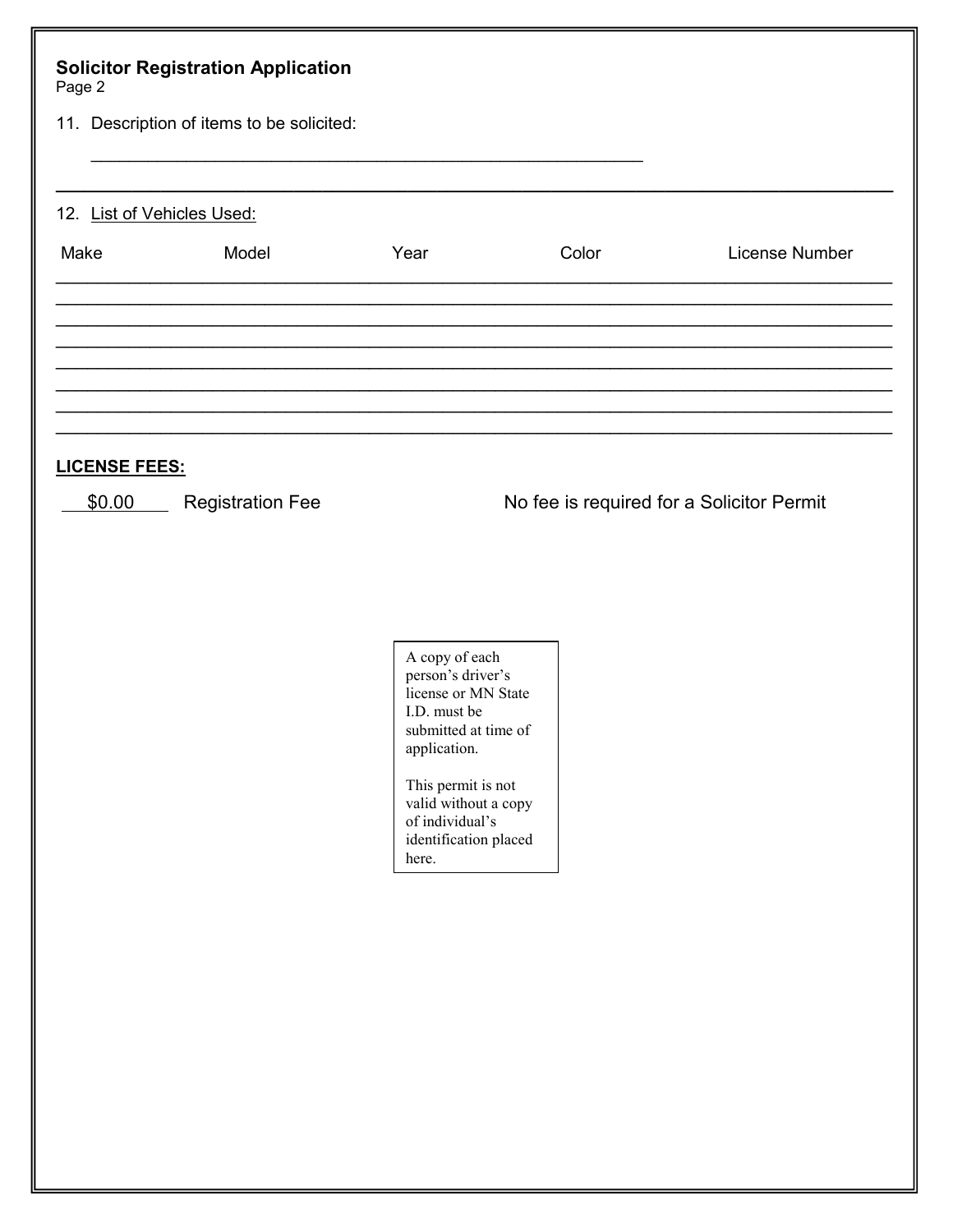## Solicitor Registration Application

Page 2

11. Description of items to be solicited:

    ______________________________________________

12. List of Vehicles Used:

| Make | Model | Year | Color | License Number |
|---|---|---|---|---|
| | | | | |
| | | | | |
| | | | | |
| | | | | |
| | | | | |
| | | | | |
| | | | | |

**LICENSE FEES:**

$0.00 Registration Fee

No fee is required for a Solicitor Permit

A copy of each person's driver's license or MN State I.D. must be submitted at time of application.

This permit is not valid without a copy of individual's identification placed here.